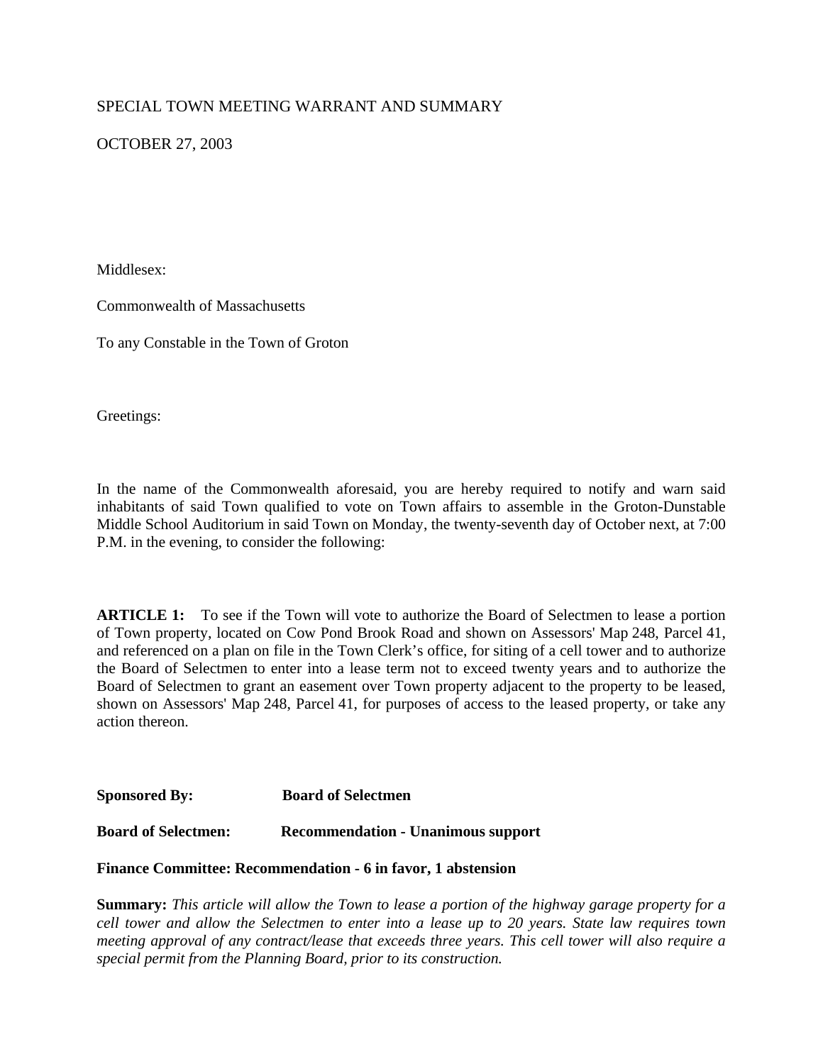SPECIAL TOWN MEETING WARRANT AND SUMMARY

OCTOBER 27, 2003

Middlesex:

Commonwealth of Massachusetts

To any Constable in the Town of Groton

Greetings:

In the name of the Commonwealth aforesaid, you are hereby required to notify and warn said inhabitants of said Town qualified to vote on Town affairs to assemble in the Groton-Dunstable Middle School Auditorium in said Town on Monday, the twenty-seventh day of October next, at 7:00 P.M. in the evening, to consider the following:

**ARTICLE 1:** To see if the Town will vote to authorize the Board of Selectmen to lease a portion of Town property, located on Cow Pond Brook Road and shown on Assessors' Map 248, Parcel 41, and referenced on a plan on file in the Town Clerk's office, for siting of a cell tower and to authorize the Board of Selectmen to enter into a lease term not to exceed twenty years and to authorize the Board of Selectmen to grant an easement over Town property adjacent to the property to be leased, shown on Assessors' Map 248, Parcel 41, for purposes of access to the leased property, or take any action thereon.

**Sponsored By:** **Board of Selectmen**

**Board of Selectmen:** **Recommendation - Unanimous support**

**Finance Committee: Recommendation - 6 in favor, 1 abstension**

**Summary:** *This article will allow the Town to lease a portion of the highway garage property for a cell tower and allow the Selectmen to enter into a lease up to 20 years. State law requires town meeting approval of any contract/lease that exceeds three years. This cell tower will also require a special permit from the Planning Board, prior to its construction.*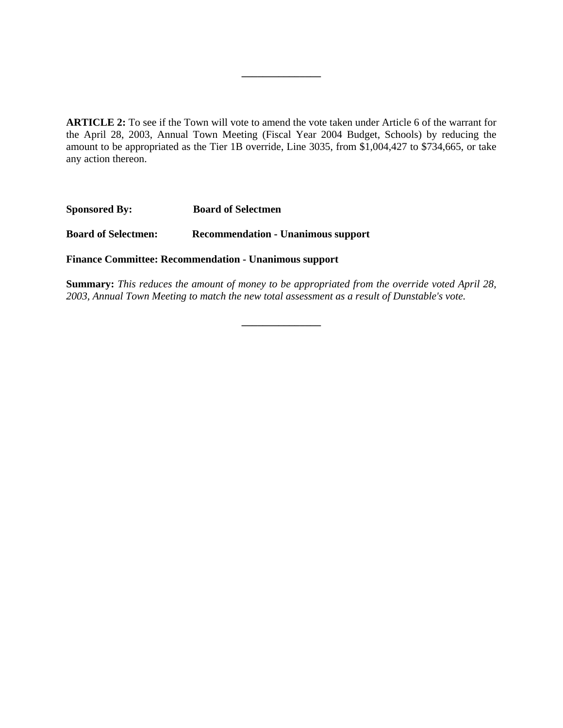---

**ARTICLE 2:** To see if the Town will vote to amend the vote taken under Article 6 of the warrant for the April 28, 2003, Annual Town Meeting (Fiscal Year 2004 Budget, Schools) by reducing the amount to be appropriated as the Tier 1B override, Line 3035, from $1,004,427 to $734,665, or take any action thereon.

**Sponsored By:** **Board of Selectmen**

**Board of Selectmen:** **Recommendation - Unanimous support**

**Finance Committee: Recommendation - Unanimous support**

**Summary:** *This reduces the amount of money to be appropriated from the override voted April 28, 2003, Annual Town Meeting to match the new total assessment as a result of Dunstable's vote.*

---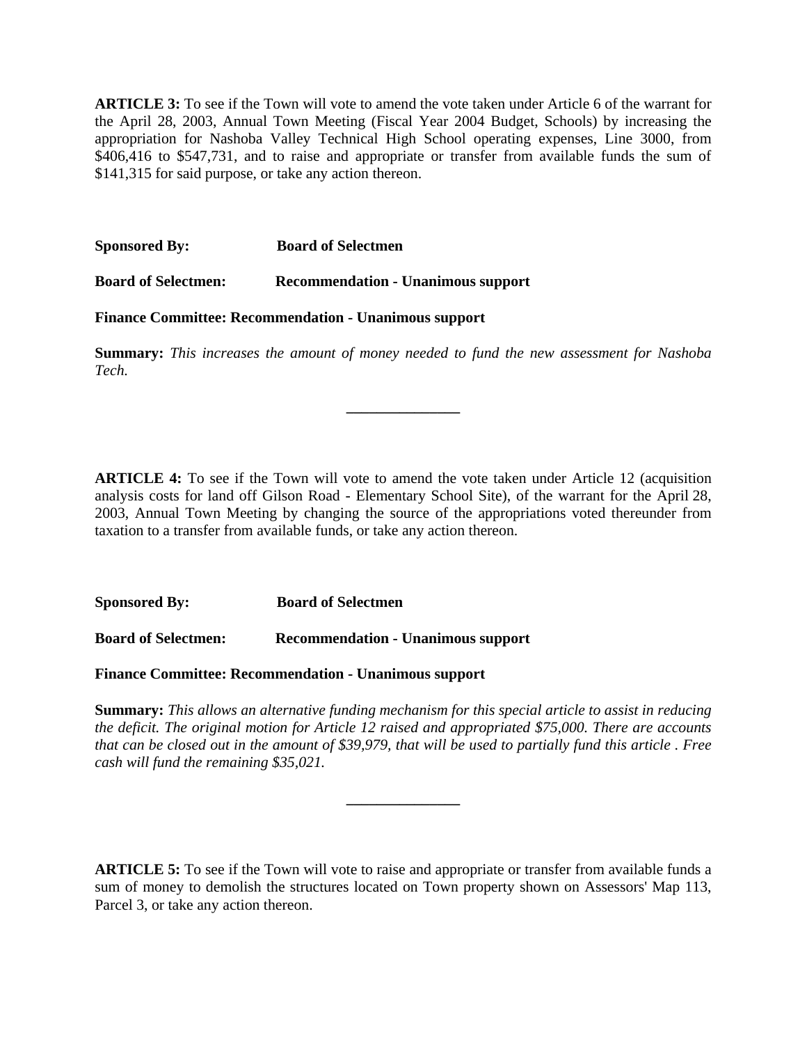**ARTICLE 3:** To see if the Town will vote to amend the vote taken under Article 6 of the warrant for the April 28, 2003, Annual Town Meeting (Fiscal Year 2004 Budget, Schools) by increasing the appropriation for Nashoba Valley Technical High School operating expenses, Line 3000, from $406,416 to $547,731, and to raise and appropriate or transfer from available funds the sum of $141,315 for said purpose, or take any action thereon.

**Sponsored By:** **Board of Selectmen**

**Board of Selectmen:** **Recommendation - Unanimous support**

**Finance Committee: Recommendation - Unanimous support**

**Summary:** *This increases the amount of money needed to fund the new assessment for Nashoba Tech.*

---

**ARTICLE 4:** To see if the Town will vote to amend the vote taken under Article 12 (acquisition analysis costs for land off Gilson Road - Elementary School Site), of the warrant for the April 28, 2003, Annual Town Meeting by changing the source of the appropriations voted thereunder from taxation to a transfer from available funds, or take any action thereon.

**Sponsored By:** **Board of Selectmen**

**Board of Selectmen:** **Recommendation - Unanimous support**

**Finance Committee: Recommendation - Unanimous support**

**Summary:** *This allows an alternative funding mechanism for this special article to assist in reducing the deficit. The original motion for Article 12 raised and appropriated $75,000. There are accounts that can be closed out in the amount of $39,979, that will be used to partially fund this article . Free cash will fund the remaining $35,021.*

---

**ARTICLE 5:** To see if the Town will vote to raise and appropriate or transfer from available funds a sum of money to demolish the structures located on Town property shown on Assessors' Map 113, Parcel 3, or take any action thereon.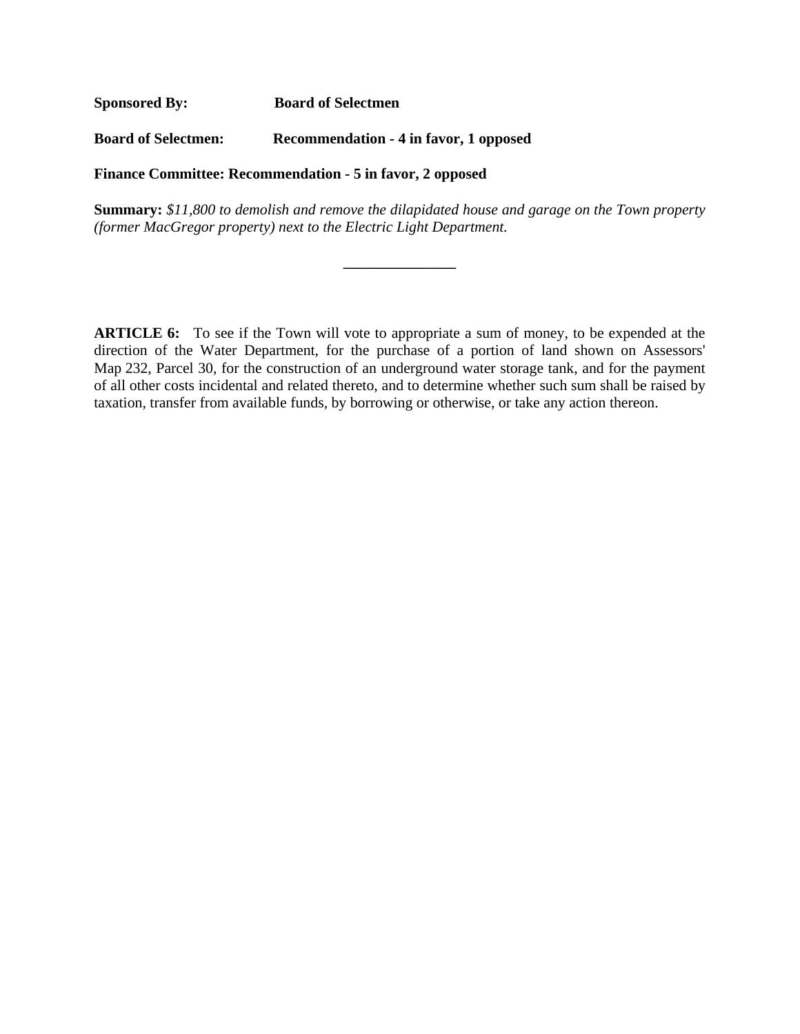**Sponsored By:** **Board of Selectmen**

**Board of Selectmen:** **Recommendation - 4 in favor, 1 opposed**

**Finance Committee: Recommendation - 5 in favor, 2 opposed**

**Summary:** *$11,800 to demolish and remove the dilapidated house and garage on the Town property (former MacGregor property) next to the Electric Light Department.*

---

**ARTICLE 6:** To see if the Town will vote to appropriate a sum of money, to be expended at the direction of the Water Department, for the purchase of a portion of land shown on Assessors' Map 232, Parcel 30, for the construction of an underground water storage tank, and for the payment of all other costs incidental and related thereto, and to determine whether such sum shall be raised by taxation, transfer from available funds, by borrowing or otherwise, or take any action thereon.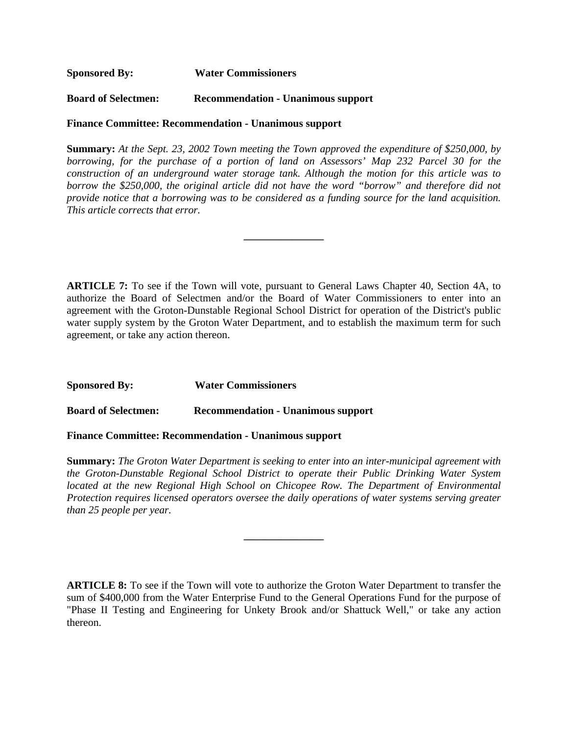**Sponsored By:** **Water Commissioners**

**Board of Selectmen:** **Recommendation - Unanimous support**

**Finance Committee: Recommendation - Unanimous support**

**Summary:** *At the Sept. 23, 2002 Town meeting the Town approved the expenditure of $250,000, by borrowing, for the purchase of a portion of land on Assessors' Map 232 Parcel 30 for the construction of an underground water storage tank. Although the motion for this article was to borrow the $250,000, the original article did not have the word "borrow" and therefore did not provide notice that a borrowing was to be considered as a funding source for the land acquisition. This article corrects that error.*

---

**ARTICLE 7:** To see if the Town will vote, pursuant to General Laws Chapter 40, Section 4A, to authorize the Board of Selectmen and/or the Board of Water Commissioners to enter into an agreement with the Groton-Dunstable Regional School District for operation of the District's public water supply system by the Groton Water Department, and to establish the maximum term for such agreement, or take any action thereon.

**Sponsored By:** **Water Commissioners**

**Board of Selectmen:** **Recommendation - Unanimous support**

**Finance Committee: Recommendation - Unanimous support**

**Summary:** *The Groton Water Department is seeking to enter into an inter-municipal agreement with the Groton-Dunstable Regional School District to operate their Public Drinking Water System located at the new Regional High School on Chicopee Row. The Department of Environmental Protection requires licensed operators oversee the daily operations of water systems serving greater than 25 people per year.*

---

**ARTICLE 8:** To see if the Town will vote to authorize the Groton Water Department to transfer the sum of $400,000 from the Water Enterprise Fund to the General Operations Fund for the purpose of "Phase II Testing and Engineering for Unkety Brook and/or Shattuck Well," or take any action thereon.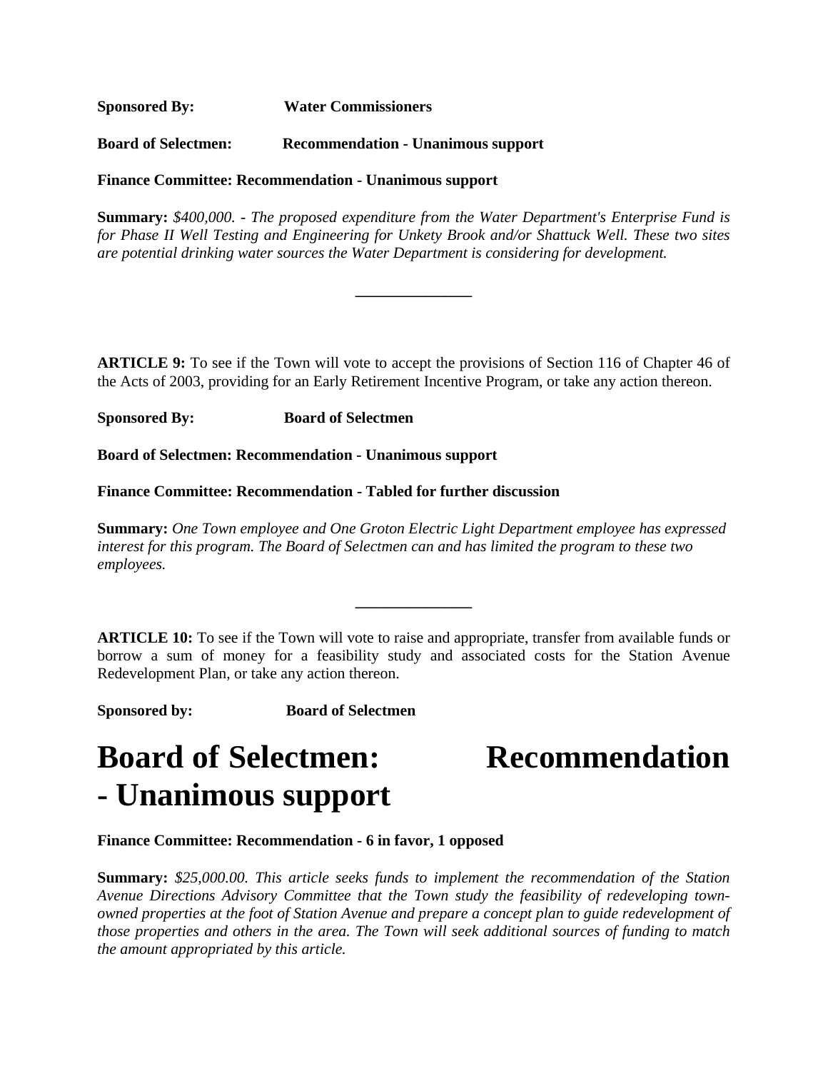**Sponsored By:** **Water Commissioners**

**Board of Selectmen:** **Recommendation - Unanimous support**

**Finance Committee: Recommendation - Unanimous support**

**Summary:** *$400,000. - The proposed expenditure from the Water Department's Enterprise Fund is for Phase II Well Testing and Engineering for Unkety Brook and/or Shattuck Well. These two sites are potential drinking water sources the Water Department is considering for development.*

---

**ARTICLE 9:** To see if the Town will vote to accept the provisions of Section 116 of Chapter 46 of the Acts of 2003, providing for an Early Retirement Incentive Program, or take any action thereon.

**Sponsored By:** **Board of Selectmen**

**Board of Selectmen: Recommendation - Unanimous support**

**Finance Committee: Recommendation - Tabled for further discussion**

**Summary:** *One Town employee and One Groton Electric Light Department employee has expressed interest for this program. The Board of Selectmen can and has limited the program to these two employees.*

---

**ARTICLE 10:** To see if the Town will vote to raise and appropriate, transfer from available funds or borrow a sum of money for a feasibility study and associated costs for the Station Avenue Redevelopment Plan, or take any action thereon.

**Sponsored by:** **Board of Selectmen**

# Board of Selectmen: Recommendation - Unanimous support

**Finance Committee: Recommendation - 6 in favor, 1 opposed**

**Summary:** *$25,000.00. This article seeks funds to implement the recommendation of the Station Avenue Directions Advisory Committee that the Town study the feasibility of redeveloping town-owned properties at the foot of Station Avenue and prepare a concept plan to guide redevelopment of those properties and others in the area. The Town will seek additional sources of funding to match the amount appropriated by this article.*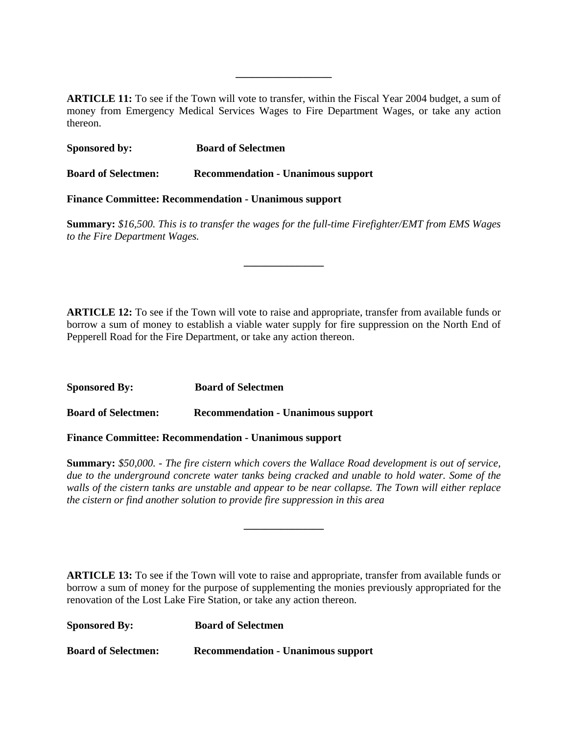---

**ARTICLE 11:** To see if the Town will vote to transfer, within the Fiscal Year 2004 budget, a sum of money from Emergency Medical Services Wages to Fire Department Wages, or take any action thereon.

**Sponsored by:** **Board of Selectmen**

**Board of Selectmen:** **Recommendation - Unanimous support**

**Finance Committee: Recommendation - Unanimous support**

**Summary:** *$16,500. This is to transfer the wages for the full-time Firefighter/EMT from EMS Wages to the Fire Department Wages.*

---

**ARTICLE 12:** To see if the Town will vote to raise and appropriate, transfer from available funds or borrow a sum of money to establish a viable water supply for fire suppression on the North End of Pepperell Road for the Fire Department, or take any action thereon.

**Sponsored By:** **Board of Selectmen**

**Board of Selectmen:** **Recommendation - Unanimous support**

**Finance Committee: Recommendation - Unanimous support**

**Summary:** *$50,000. - The fire cistern which covers the Wallace Road development is out of service, due to the underground concrete water tanks being cracked and unable to hold water. Some of the walls of the cistern tanks are unstable and appear to be near collapse. The Town will either replace the cistern or find another solution to provide fire suppression in this area*

---

**ARTICLE 13:** To see if the Town will vote to raise and appropriate, transfer from available funds or borrow a sum of money for the purpose of supplementing the monies previously appropriated for the renovation of the Lost Lake Fire Station, or take any action thereon.

**Sponsored By:** **Board of Selectmen**

**Board of Selectmen:** **Recommendation - Unanimous support**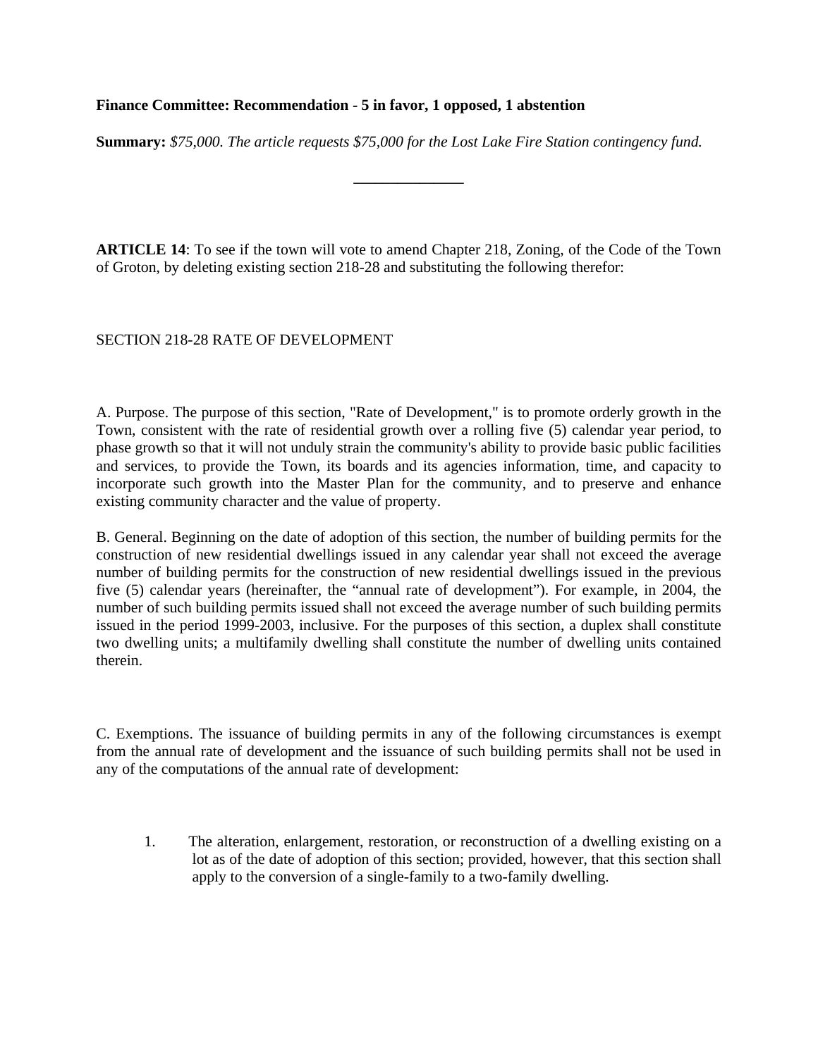**Finance Committee: Recommendation - 5 in favor, 1 opposed, 1 abstention**

**Summary:** *$75,000. The article requests $75,000 for the Lost Lake Fire Station contingency fund.*

---

**ARTICLE 14**: To see if the town will vote to amend Chapter 218, Zoning, of the Code of the Town of Groton, by deleting existing section 218-28 and substituting the following therefor:

SECTION 218-28 RATE OF DEVELOPMENT

A. Purpose. The purpose of this section, "Rate of Development," is to promote orderly growth in the Town, consistent with the rate of residential growth over a rolling five (5) calendar year period, to phase growth so that it will not unduly strain the community's ability to provide basic public facilities and services, to provide the Town, its boards and its agencies information, time, and capacity to incorporate such growth into the Master Plan for the community, and to preserve and enhance existing community character and the value of property.

B. General. Beginning on the date of adoption of this section, the number of building permits for the construction of new residential dwellings issued in any calendar year shall not exceed the average number of building permits for the construction of new residential dwellings issued in the previous five (5) calendar years (hereinafter, the "annual rate of development"). For example, in 2004, the number of such building permits issued shall not exceed the average number of such building permits issued in the period 1999-2003, inclusive. For the purposes of this section, a duplex shall constitute two dwelling units; a multifamily dwelling shall constitute the number of dwelling units contained therein.

C. Exemptions. The issuance of building permits in any of the following circumstances is exempt from the annual rate of development and the issuance of such building permits shall not be used in any of the computations of the annual rate of development:

1. The alteration, enlargement, restoration, or reconstruction of a dwelling existing on a lot as of the date of adoption of this section; provided, however, that this section shall apply to the conversion of a single-family to a two-family dwelling.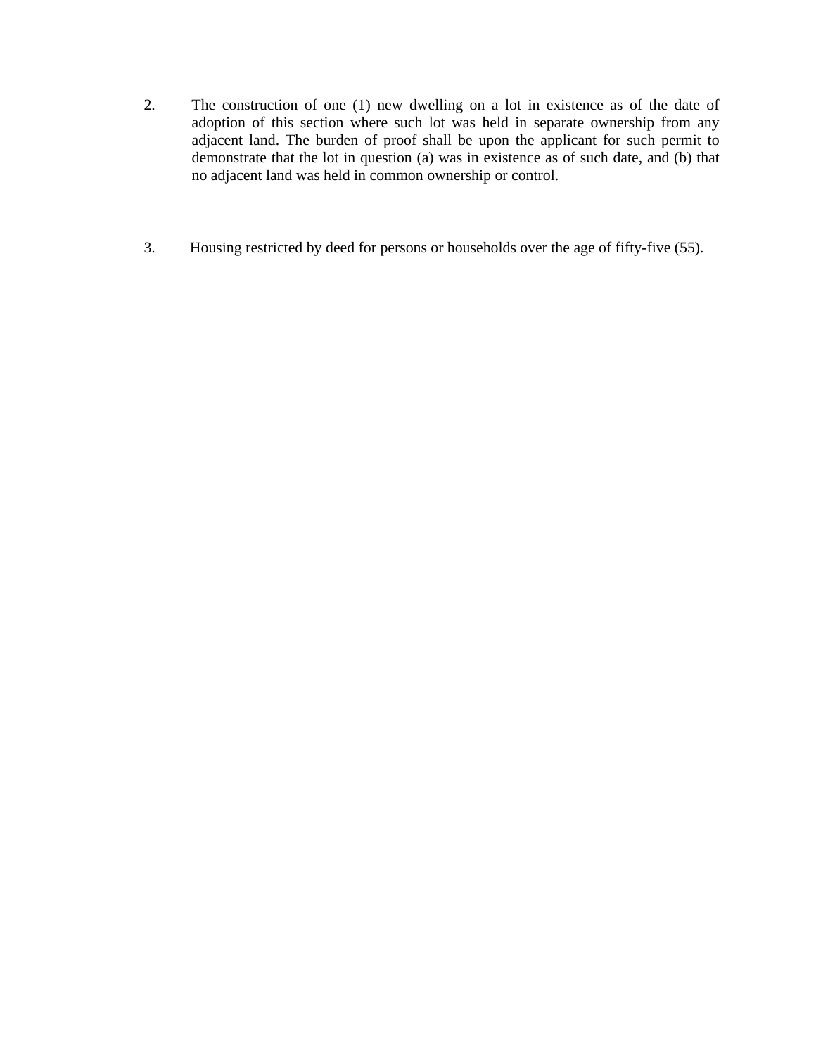2. The construction of one (1) new dwelling on a lot in existence as of the date of adoption of this section where such lot was held in separate ownership from any adjacent land. The burden of proof shall be upon the applicant for such permit to demonstrate that the lot in question (a) was in existence as of such date, and (b) that no adjacent land was held in common ownership or control.

3. Housing restricted by deed for persons or households over the age of fifty-five (55).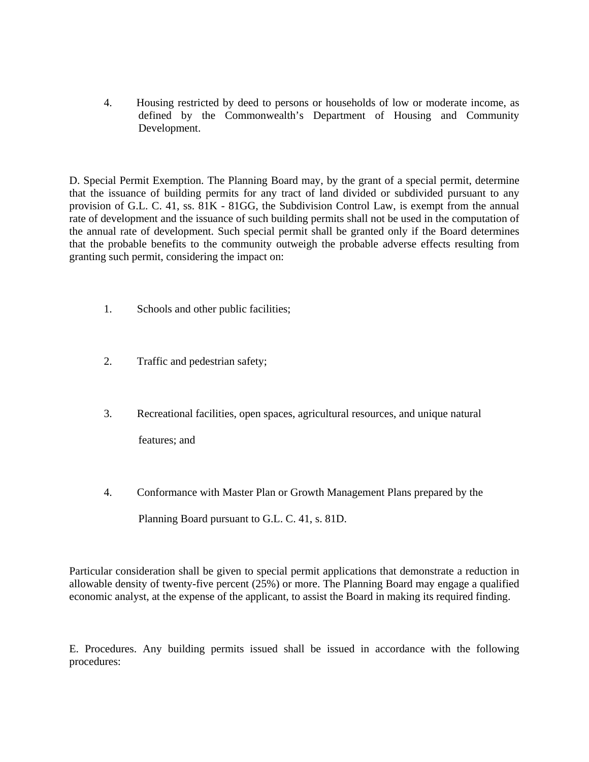4. Housing restricted by deed to persons or households of low or moderate income, as defined by the Commonwealth's Department of Housing and Community Development.

D. Special Permit Exemption. The Planning Board may, by the grant of a special permit, determine that the issuance of building permits for any tract of land divided or subdivided pursuant to any provision of G.L. C. 41, ss. 81K - 81GG, the Subdivision Control Law, is exempt from the annual rate of development and the issuance of such building permits shall not be used in the computation of the annual rate of development. Such special permit shall be granted only if the Board determines that the probable benefits to the community outweigh the probable adverse effects resulting from granting such permit, considering the impact on:

1. Schools and other public facilities;

2. Traffic and pedestrian safety;

3. Recreational facilities, open spaces, agricultural resources, and unique natural features; and

4. Conformance with Master Plan or Growth Management Plans prepared by the Planning Board pursuant to G.L. C. 41, s. 81D.

Particular consideration shall be given to special permit applications that demonstrate a reduction in allowable density of twenty-five percent (25%) or more. The Planning Board may engage a qualified economic analyst, at the expense of the applicant, to assist the Board in making its required finding.

E. Procedures. Any building permits issued shall be issued in accordance with the following procedures: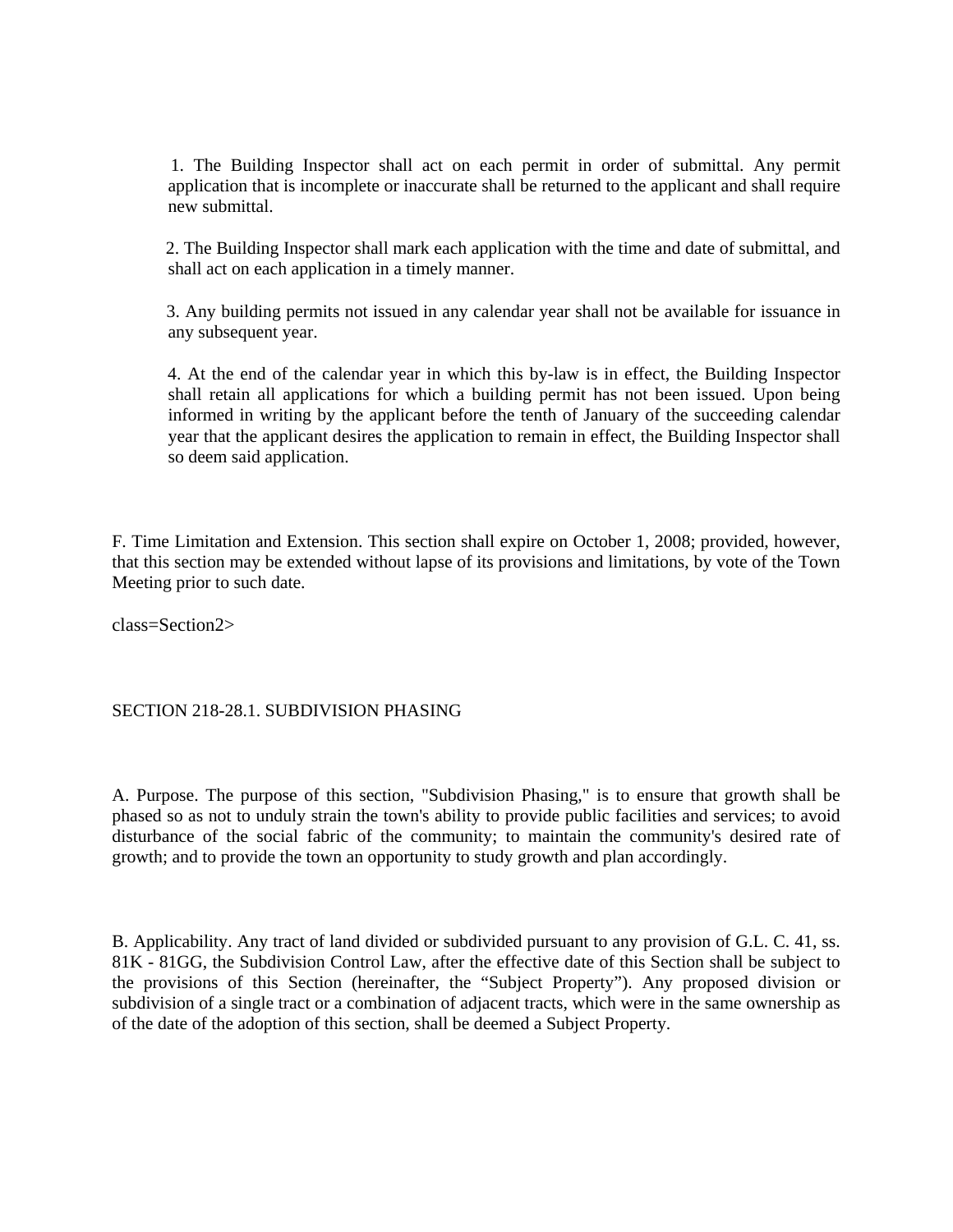1. The Building Inspector shall act on each permit in order of submittal. Any permit application that is incomplete or inaccurate shall be returned to the applicant and shall require new submittal.

2. The Building Inspector shall mark each application with the time and date of submittal, and shall act on each application in a timely manner.

3. Any building permits not issued in any calendar year shall not be available for issuance in any subsequent year.

4. At the end of the calendar year in which this by-law is in effect, the Building Inspector shall retain all applications for which a building permit has not been issued. Upon being informed in writing by the applicant before the tenth of January of the succeeding calendar year that the applicant desires the application to remain in effect, the Building Inspector shall so deem said application.

F. Time Limitation and Extension. This section shall expire on October 1, 2008; provided, however, that this section may be extended without lapse of its provisions and limitations, by vote of the Town Meeting prior to such date.

class=Section2>

SECTION 218-28.1. SUBDIVISION PHASING

A. Purpose. The purpose of this section, "Subdivision Phasing," is to ensure that growth shall be phased so as not to unduly strain the town's ability to provide public facilities and services; to avoid disturbance of the social fabric of the community; to maintain the community's desired rate of growth; and to provide the town an opportunity to study growth and plan accordingly.

B. Applicability. Any tract of land divided or subdivided pursuant to any provision of G.L. C. 41, ss. 81K - 81GG, the Subdivision Control Law, after the effective date of this Section shall be subject to the provisions of this Section (hereinafter, the "Subject Property"). Any proposed division or subdivision of a single tract or a combination of adjacent tracts, which were in the same ownership as of the date of the adoption of this section, shall be deemed a Subject Property.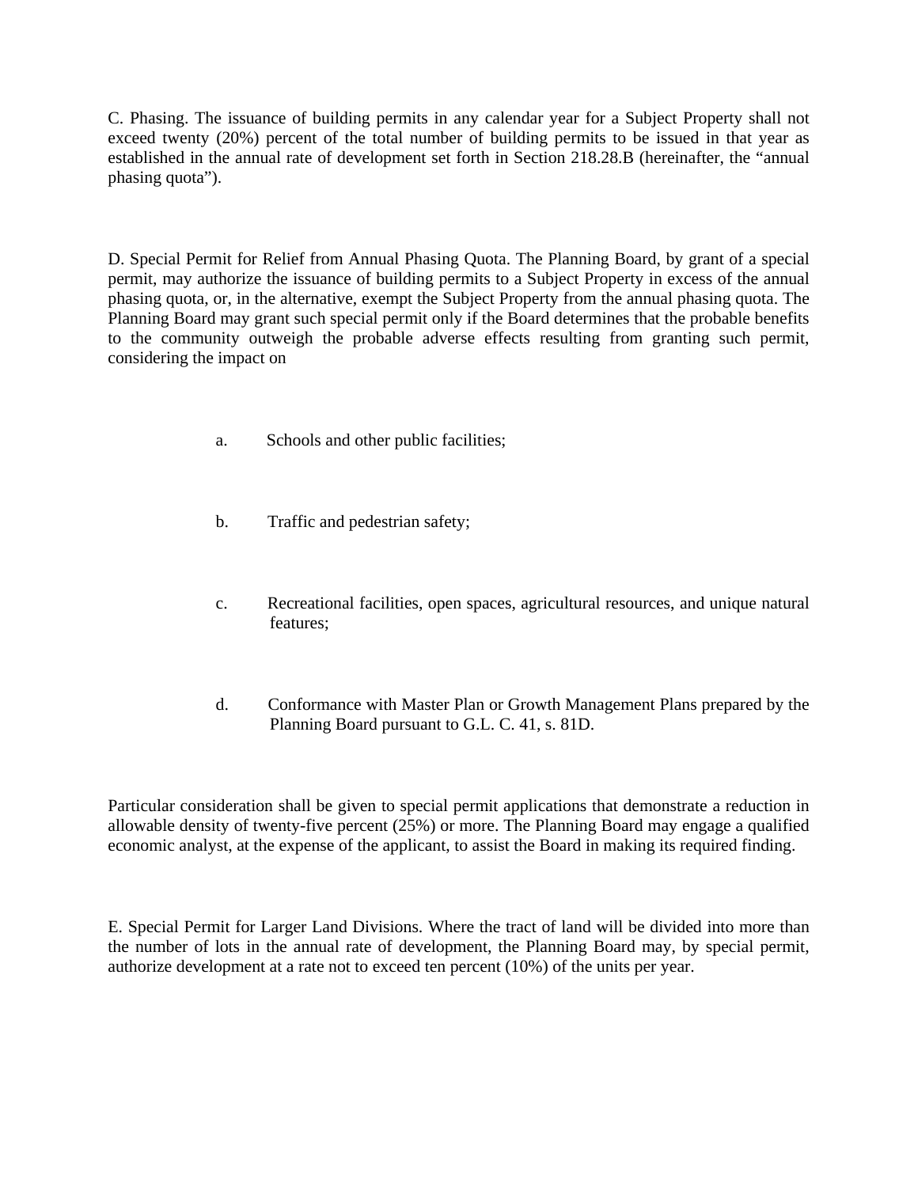C. Phasing. The issuance of building permits in any calendar year for a Subject Property shall not exceed twenty (20%) percent of the total number of building permits to be issued in that year as established in the annual rate of development set forth in Section 218.28.B (hereinafter, the "annual phasing quota").

D. Special Permit for Relief from Annual Phasing Quota. The Planning Board, by grant of a special permit, may authorize the issuance of building permits to a Subject Property in excess of the annual phasing quota, or, in the alternative, exempt the Subject Property from the annual phasing quota. The Planning Board may grant such special permit only if the Board determines that the probable benefits to the community outweigh the probable adverse effects resulting from granting such permit, considering the impact on

a. Schools and other public facilities;

b. Traffic and pedestrian safety;

c. Recreational facilities, open spaces, agricultural resources, and unique natural features;

d. Conformance with Master Plan or Growth Management Plans prepared by the Planning Board pursuant to G.L. C. 41, s. 81D.

Particular consideration shall be given to special permit applications that demonstrate a reduction in allowable density of twenty-five percent (25%) or more. The Planning Board may engage a qualified economic analyst, at the expense of the applicant, to assist the Board in making its required finding.

E. Special Permit for Larger Land Divisions. Where the tract of land will be divided into more than the number of lots in the annual rate of development, the Planning Board may, by special permit, authorize development at a rate not to exceed ten percent (10%) of the units per year.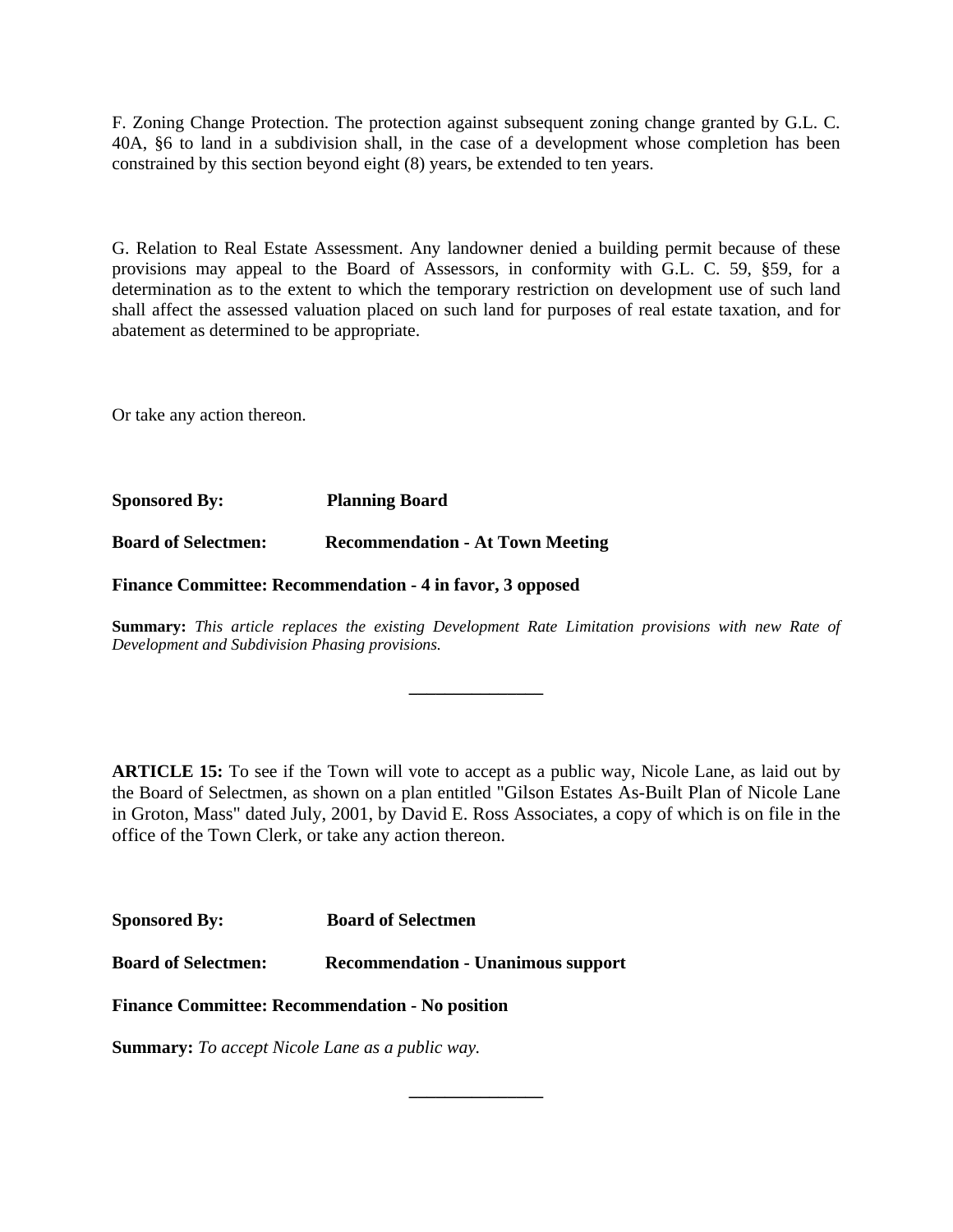F. Zoning Change Protection. The protection against subsequent zoning change granted by G.L. C. 40A, §6 to land in a subdivision shall, in the case of a development whose completion has been constrained by this section beyond eight (8) years, be extended to ten years.

G. Relation to Real Estate Assessment. Any landowner denied a building permit because of these provisions may appeal to the Board of Assessors, in conformity with G.L. C. 59, §59, for a determination as to the extent to which the temporary restriction on development use of such land shall affect the assessed valuation placed on such land for purposes of real estate taxation, and for abatement as determined to be appropriate.

Or take any action thereon.

**Sponsored By:** **Planning Board**

**Board of Selectmen:** **Recommendation - At Town Meeting**

**Finance Committee: Recommendation - 4 in favor, 3 opposed**

**Summary:** *This article replaces the existing Development Rate Limitation provisions with new Rate of Development and Subdivision Phasing provisions.*

---

**ARTICLE 15:** To see if the Town will vote to accept as a public way, Nicole Lane, as laid out by the Board of Selectmen, as shown on a plan entitled "Gilson Estates As-Built Plan of Nicole Lane in Groton, Mass" dated July, 2001, by David E. Ross Associates, a copy of which is on file in the office of the Town Clerk, or take any action thereon.

**Sponsored By:** **Board of Selectmen**

**Board of Selectmen:** **Recommendation - Unanimous support**

**Finance Committee: Recommendation - No position**

**Summary:** *To accept Nicole Lane as a public way.*

---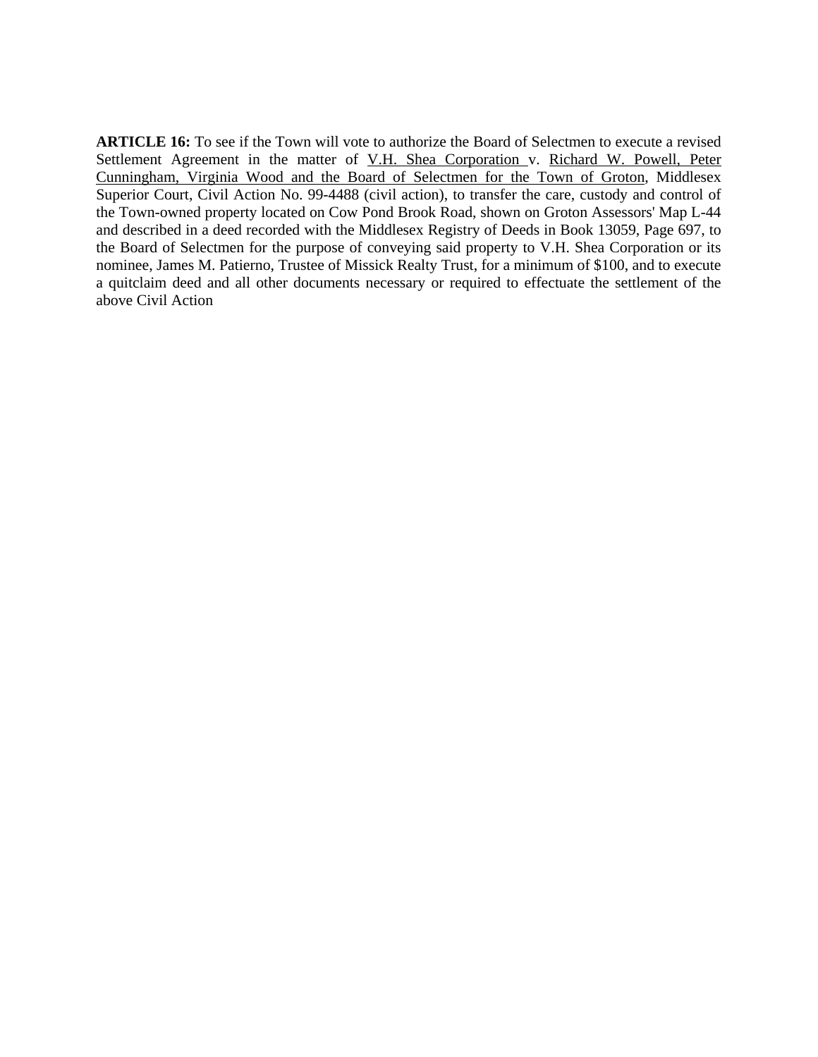**ARTICLE 16:** To see if the Town will vote to authorize the Board of Selectmen to execute a revised Settlement Agreement in the matter of V.H. Shea Corporation v. Richard W. Powell, Peter Cunningham, Virginia Wood and the Board of Selectmen for the Town of Groton, Middlesex Superior Court, Civil Action No. 99-4488 (civil action), to transfer the care, custody and control of the Town-owned property located on Cow Pond Brook Road, shown on Groton Assessors' Map L-44 and described in a deed recorded with the Middlesex Registry of Deeds in Book 13059, Page 697, to the Board of Selectmen for the purpose of conveying said property to V.H. Shea Corporation or its nominee, James M. Patierno, Trustee of Missick Realty Trust, for a minimum of $100, and to execute a quitclaim deed and all other documents necessary or required to effectuate the settlement of the above Civil Action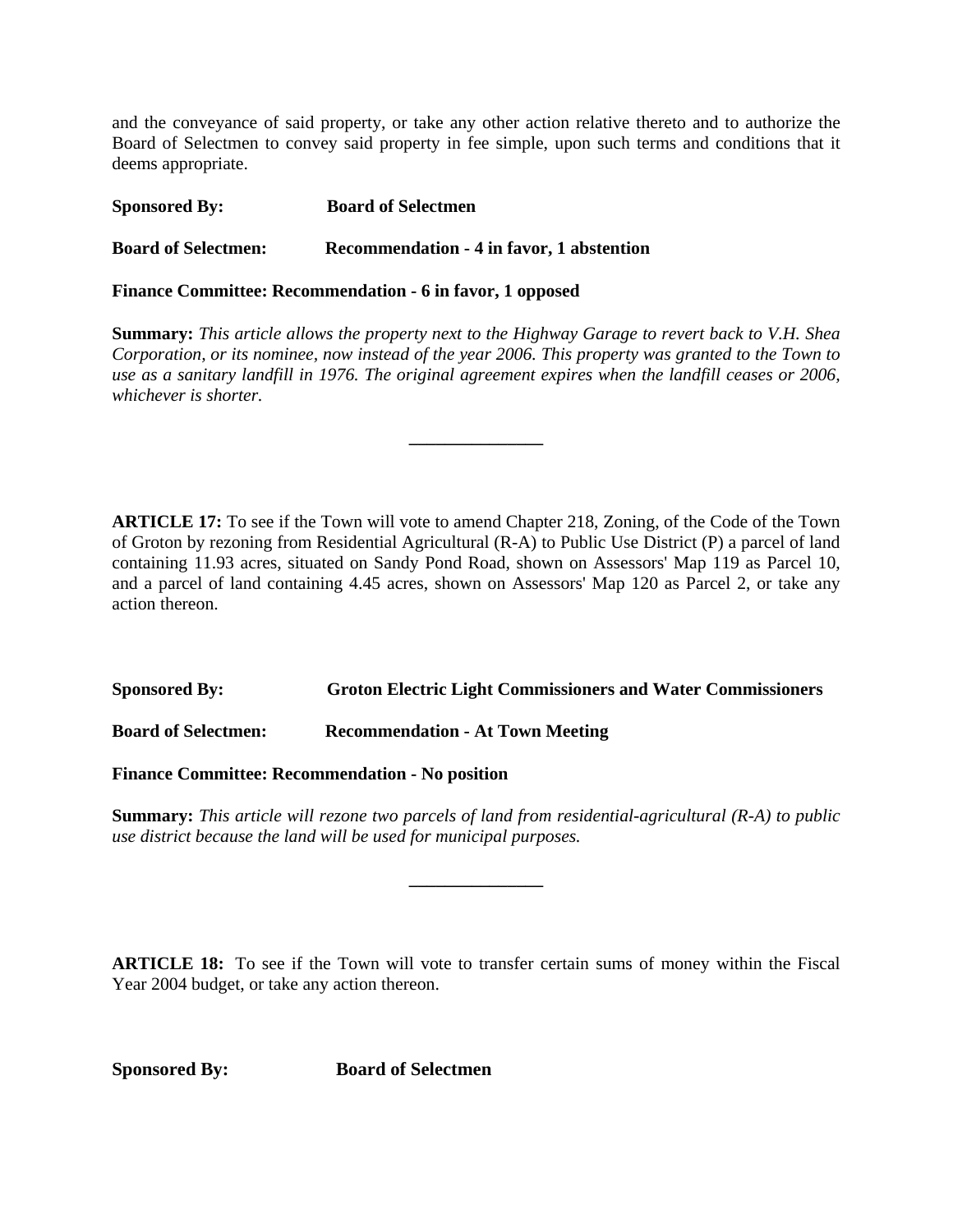and the conveyance of said property, or take any other action relative thereto and to authorize the Board of Selectmen to convey said property in fee simple, upon such terms and conditions that it deems appropriate.

**Sponsored By:** **Board of Selectmen**

**Board of Selectmen:** **Recommendation - 4 in favor, 1 abstention**

**Finance Committee: Recommendation - 6 in favor, 1 opposed**

**Summary:** *This article allows the property next to the Highway Garage to revert back to V.H. Shea Corporation, or its nominee, now instead of the year 2006. This property was granted to the Town to use as a sanitary landfill in 1976. The original agreement expires when the landfill ceases or 2006, whichever is shorter.*

---

**ARTICLE 17:** To see if the Town will vote to amend Chapter 218, Zoning, of the Code of the Town of Groton by rezoning from Residential Agricultural (R-A) to Public Use District (P) a parcel of land containing 11.93 acres, situated on Sandy Pond Road, shown on Assessors' Map 119 as Parcel 10, and a parcel of land containing 4.45 acres, shown on Assessors' Map 120 as Parcel 2, or take any action thereon.

**Sponsored By:** **Groton Electric Light Commissioners and Water Commissioners**

**Board of Selectmen:** **Recommendation - At Town Meeting**

**Finance Committee: Recommendation - No position**

**Summary:** *This article will rezone two parcels of land from residential-agricultural (R-A) to public use district because the land will be used for municipal purposes.*

---

**ARTICLE 18:** To see if the Town will vote to transfer certain sums of money within the Fiscal Year 2004 budget, or take any action thereon.

**Sponsored By:** **Board of Selectmen**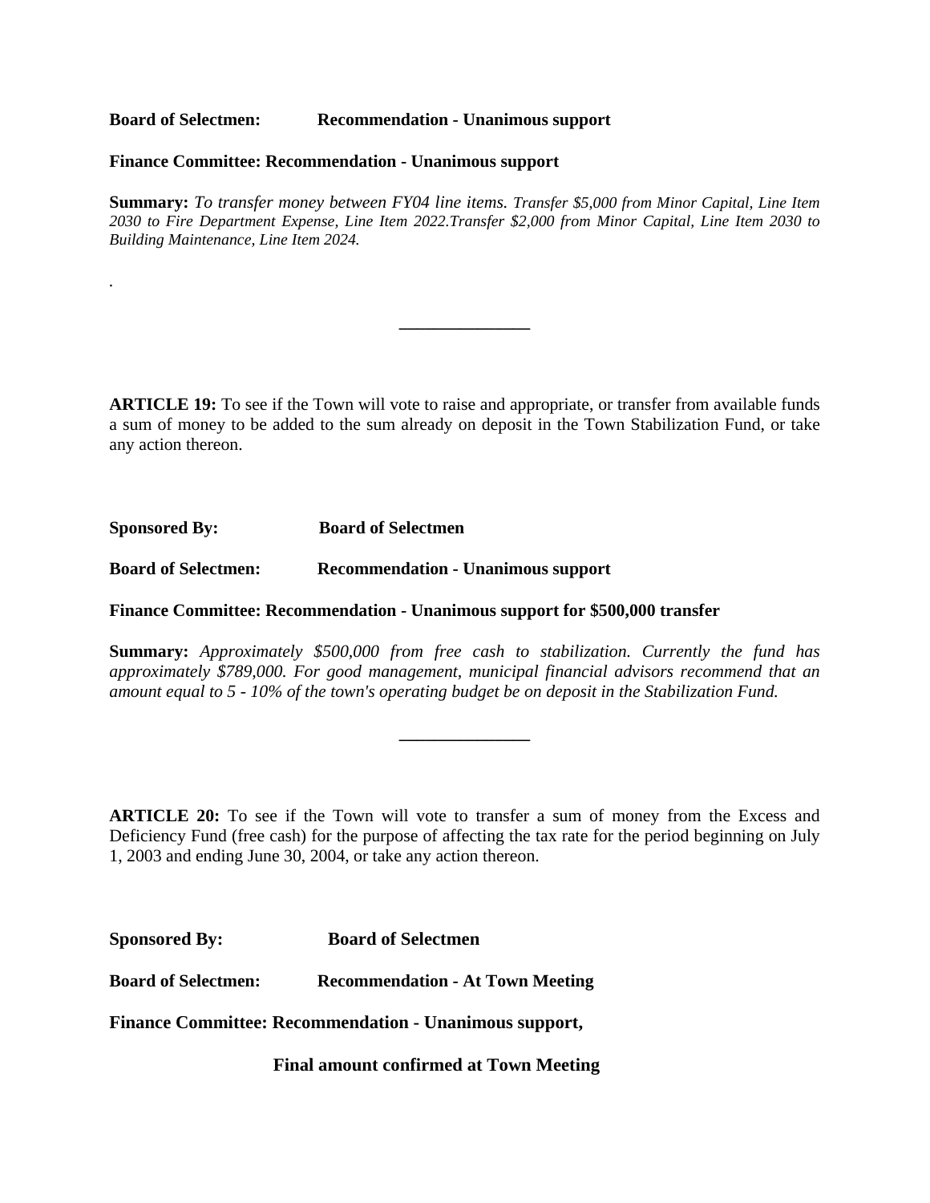**Board of Selectmen:** **Recommendation - Unanimous support**

**Finance Committee: Recommendation - Unanimous support**

**Summary:** *To transfer money between FY04 line items. Transfer $5,000 from Minor Capital, Line Item 2030 to Fire Department Expense, Line Item 2022.Transfer $2,000 from Minor Capital, Line Item 2030 to Building Maintenance, Line Item 2024.*

.

---

**ARTICLE 19:** To see if the Town will vote to raise and appropriate, or transfer from available funds a sum of money to be added to the sum already on deposit in the Town Stabilization Fund, or take any action thereon.

**Sponsored By:** **Board of Selectmen**

**Board of Selectmen:** **Recommendation - Unanimous support**

**Finance Committee: Recommendation - Unanimous support for $500,000 transfer**

**Summary:** *Approximately $500,000 from free cash to stabilization. Currently the fund has approximately $789,000. For good management, municipal financial advisors recommend that an amount equal to 5 - 10% of the town's operating budget be on deposit in the Stabilization Fund.*

---

**ARTICLE 20:** To see if the Town will vote to transfer a sum of money from the Excess and Deficiency Fund (free cash) for the purpose of affecting the tax rate for the period beginning on July 1, 2003 and ending June 30, 2004, or take any action thereon.

**Sponsored By:** **Board of Selectmen**

**Board of Selectmen:** **Recommendation - At Town Meeting**

**Finance Committee: Recommendation - Unanimous support,**

**Final amount confirmed at Town Meeting**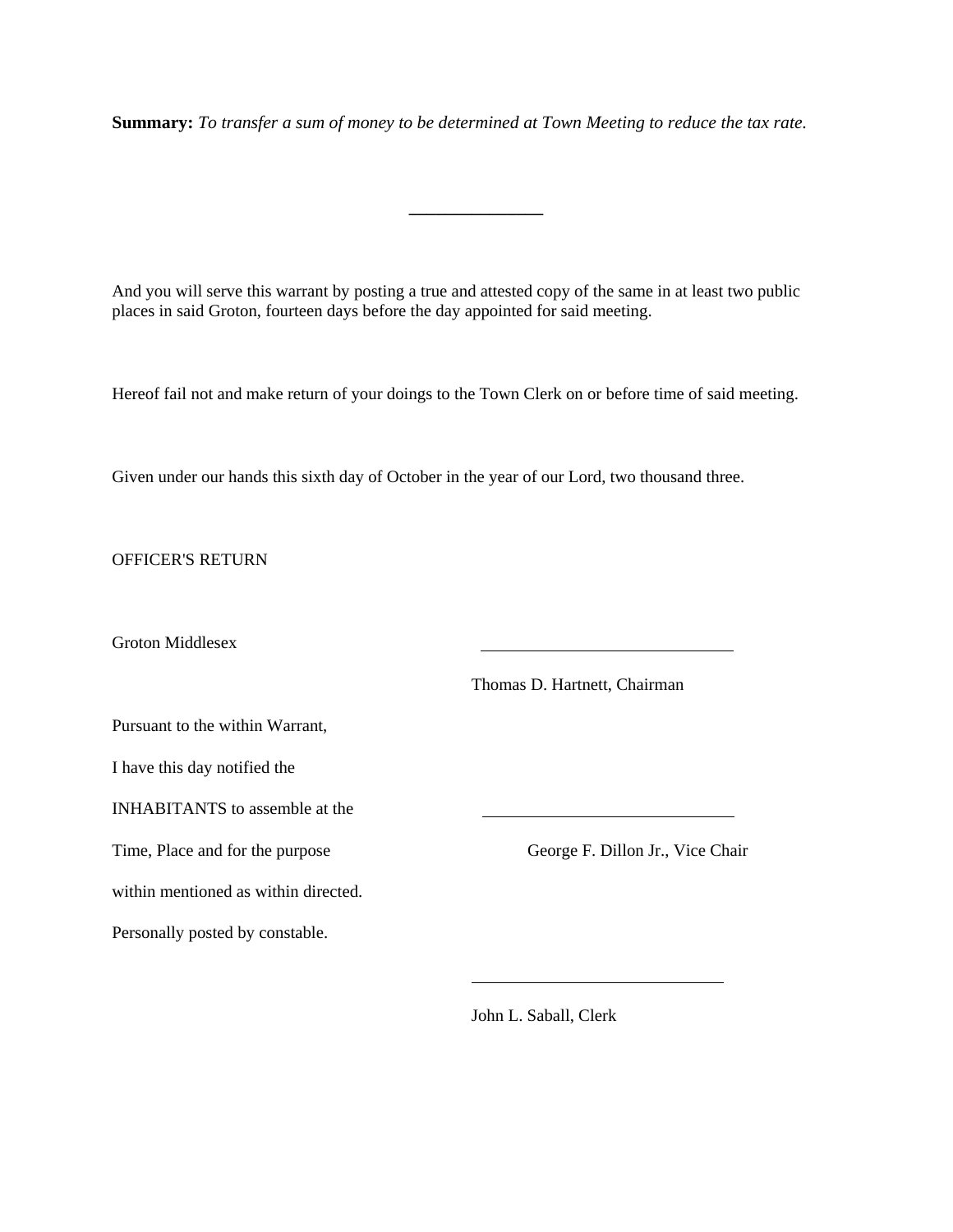**Summary:** *To transfer a sum of money to be determined at Town Meeting to reduce the tax rate.*

---

And you will serve this warrant by posting a true and attested copy of the same in at least two public places in said Groton, fourteen days before the day appointed for said meeting.

Hereof fail not and make return of your doings to the Town Clerk on or before time of said meeting.

Given under our hands this sixth day of October in the year of our Lord, two thousand three.

OFFICER'S RETURN

Groton Middlesex

Pursuant to the within Warrant,
I have this day notified the
INHABITANTS to assemble at the
Time, Place and for the purpose
within mentioned as within directed.
Personally posted by constable.

\_\_\_\_\_\_\_\_\_\_\_\_\_\_\_\_\_\_\_\_\_\_\_\_\_\_\_\_\_\_
Thomas D. Hartnett, Chairman

\_\_\_\_\_\_\_\_\_\_\_\_\_\_\_\_\_\_\_\_\_\_\_\_\_\_\_\_\_\_
George F. Dillon Jr., Vice Chair

\_\_\_\_\_\_\_\_\_\_\_\_\_\_\_\_\_\_\_\_\_\_\_\_\_\_\_\_\_\_
John L. Saball, Clerk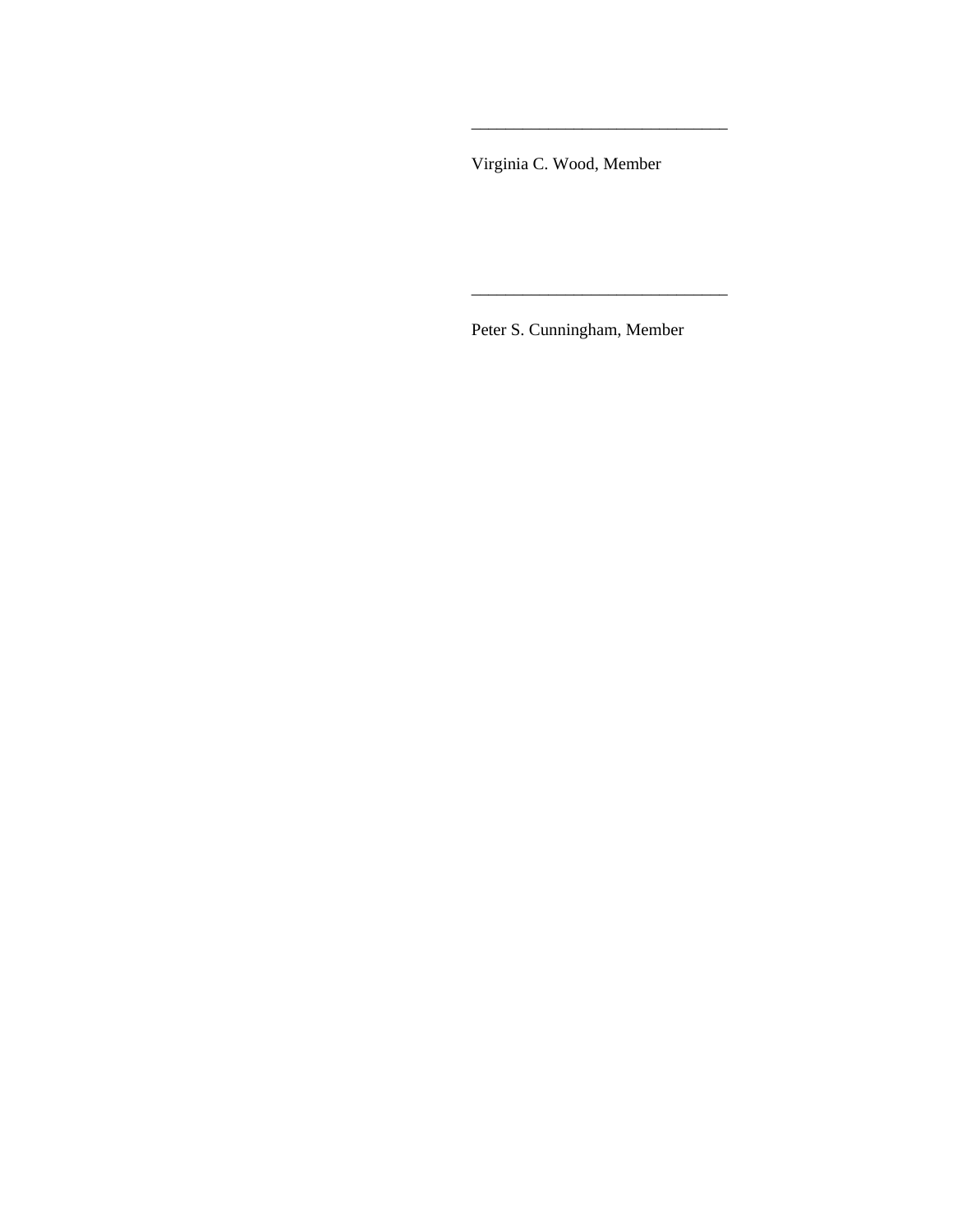______________________________

Virginia C. Wood, Member

______________________________

Peter S. Cunningham, Member